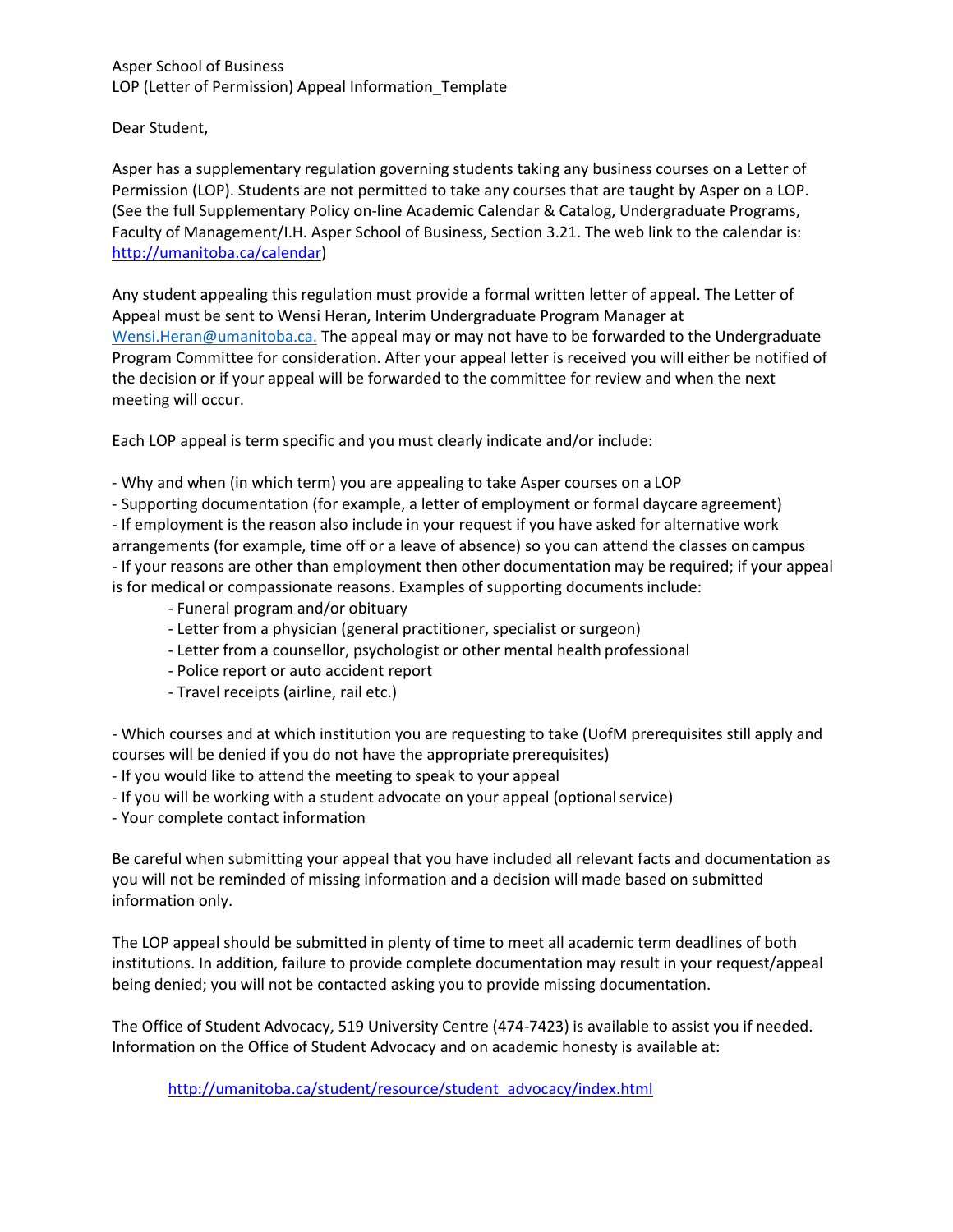Asper School of Business
LOP (Letter of Permission) Appeal Information_Template

Dear Student,

Asper has a supplementary regulation governing students taking any business courses on a Letter of Permission (LOP). Students are not permitted to take any courses that are taught by Asper on a LOP. (See the full Supplementary Policy on-line Academic Calendar & Catalog, Undergraduate Programs, Faculty of Management/I.H. Asper School of Business, Section 3.21. The web link to the calendar is: [http://umanitoba.ca/calendar](http://umanitoba.ca/calendar))

Any student appealing this regulation must provide a formal written letter of appeal. The Letter of Appeal must be sent to Wensi Heran, Interim Undergraduate Program Manager at [Wensi.Heran@umanitoba.ca.](mailto:Wensi.Heran@umanitoba.ca) The appeal may or may not have to be forwarded to the Undergraduate Program Committee for consideration. After your appeal letter is received you will either be notified of the decision or if your appeal will be forwarded to the committee for review and when the next meeting will occur.

Each LOP appeal is term specific and you must clearly indicate and/or include:

- Why and when (in which term) you are appealing to take Asper courses on a LOP
- Supporting documentation (for example, a letter of employment or formal daycare agreement)
- If employment is the reason also include in your request if you have asked for alternative work arrangements (for example, time off or a leave of absence) so you can attend the classes on campus
- If your reasons are other than employment then other documentation may be required; if your appeal is for medical or compassionate reasons. Examples of supporting documents include:
  - Funeral program and/or obituary
  - Letter from a physician (general practitioner, specialist or surgeon)
  - Letter from a counsellor, psychologist or other mental health professional
  - Police report or auto accident report
  - Travel receipts (airline, rail etc.)

- Which courses and at which institution you are requesting to take (UofM prerequisites still apply and courses will be denied if you do not have the appropriate prerequisites)
- If you would like to attend the meeting to speak to your appeal
- If you will be working with a student advocate on your appeal (optional service)
- Your complete contact information

Be careful when submitting your appeal that you have included all relevant facts and documentation as you will not be reminded of missing information and a decision will made based on submitted information only.

The LOP appeal should be submitted in plenty of time to meet all academic term deadlines of both institutions. In addition, failure to provide complete documentation may result in your request/appeal being denied; you will not be contacted asking you to provide missing documentation.

The Office of Student Advocacy, 519 University Centre (474-7423) is available to assist you if needed. Information on the Office of Student Advocacy and on academic honesty is available at:

[http://umanitoba.ca/student/resource/student_advocacy/index.html](http://umanitoba.ca/student/resource/student_advocacy/index.html)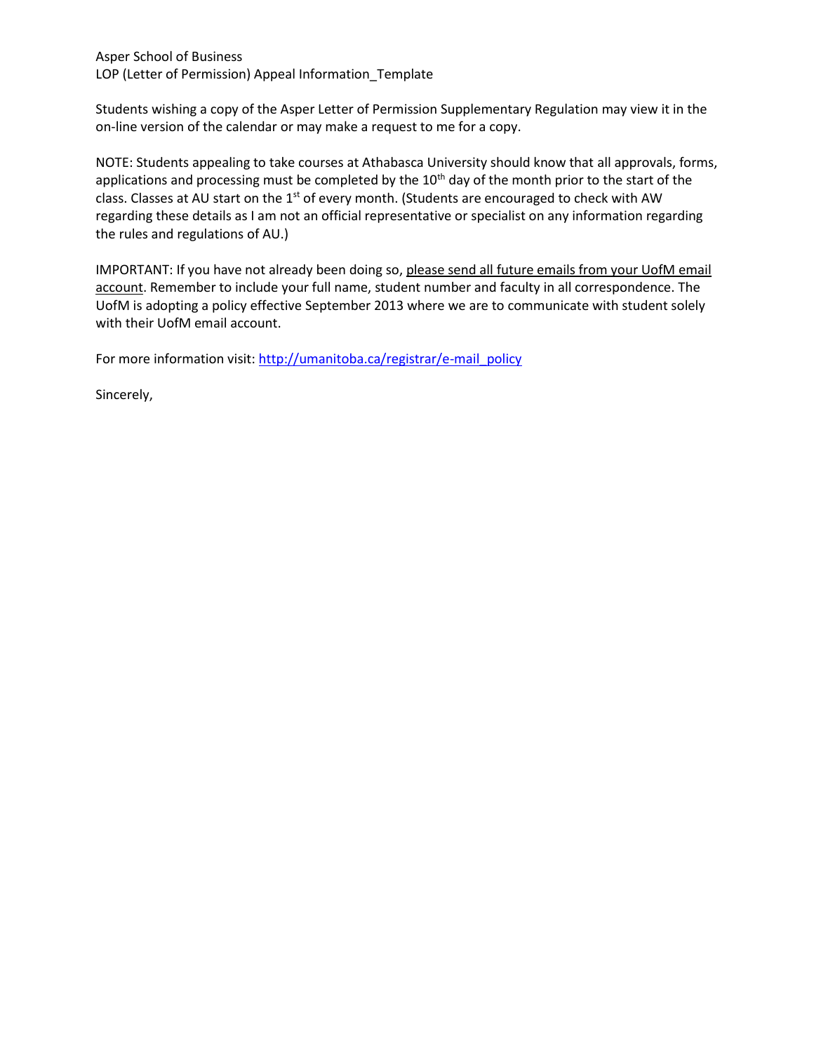Asper School of Business
LOP (Letter of Permission) Appeal Information_Template

Students wishing a copy of the Asper Letter of Permission Supplementary Regulation may view it in the on-line version of the calendar or may make a request to me for a copy.

NOTE: Students appealing to take courses at Athabasca University should know that all approvals, forms, applications and processing must be completed by the 10th day of the month prior to the start of the class. Classes at AU start on the 1st of every month. (Students are encouraged to check with AW regarding these details as I am not an official representative or specialist on any information regarding the rules and regulations of AU.)

IMPORTANT: If you have not already been doing so, please send all future emails from your UofM email account. Remember to include your full name, student number and faculty in all correspondence. The UofM is adopting a policy effective September 2013 where we are to communicate with student solely with their UofM email account.

For more information visit: http://umanitoba.ca/registrar/e-mail_policy

Sincerely,